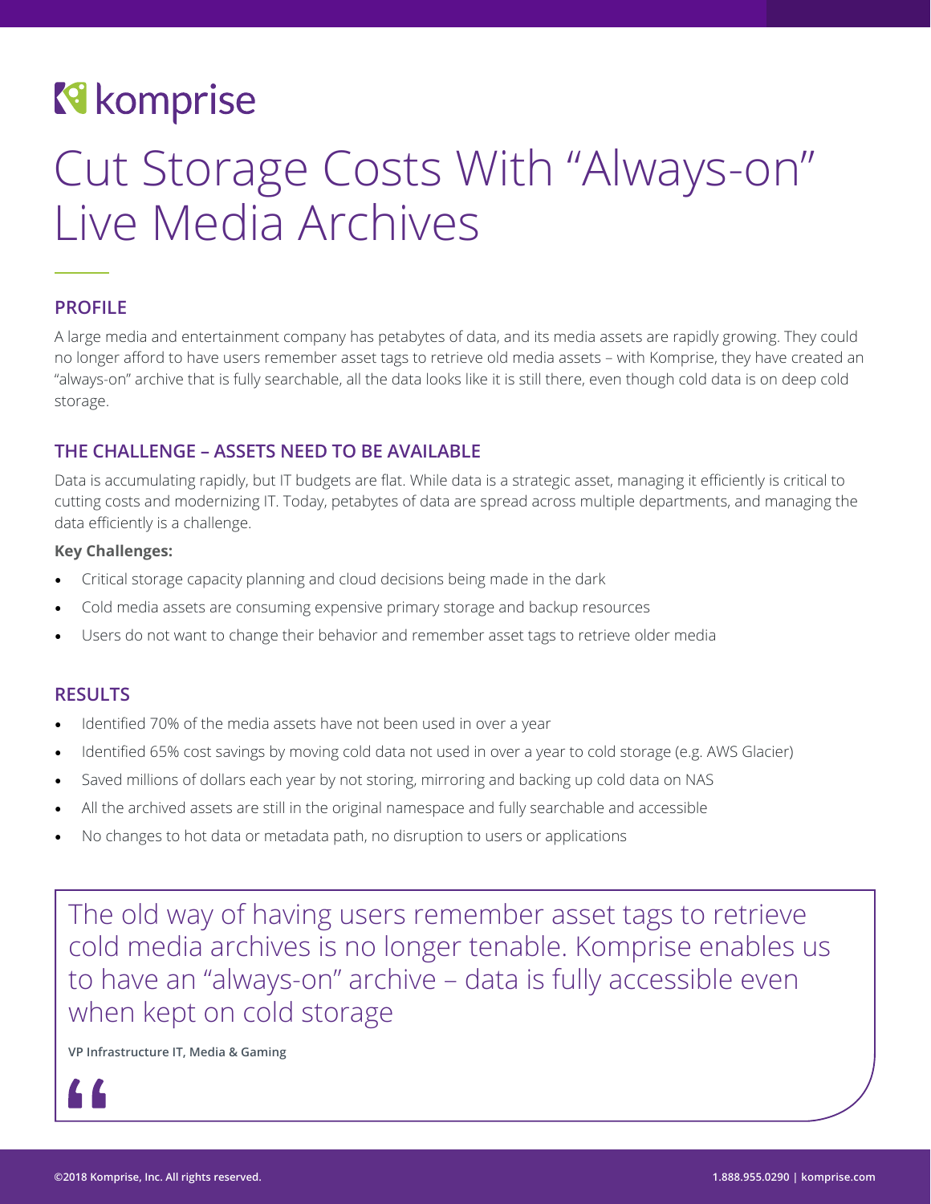komprise

# Cut Storage Costs With "Always-on" Live Media Archives

## PROFILE

A large media and entertainment company has petabytes of data, and its media assets are rapidly growing. They could no longer afford to have users remember asset tags to retrieve old media assets – with Komprise, they have created an "always-on" archive that is fully searchable, all the data looks like it is still there, even though cold data is on deep cold storage.

## THE CHALLENGE – ASSETS NEED TO BE AVAILABLE

Data is accumulating rapidly, but IT budgets are flat. While data is a strategic asset, managing it efficiently is critical to cutting costs and modernizing IT. Today, petabytes of data are spread across multiple departments, and managing the data efficiently is a challenge.

**Key Challenges:**

- Critical storage capacity planning and cloud decisions being made in the dark
- Cold media assets are consuming expensive primary storage and backup resources
- Users do not want to change their behavior and remember asset tags to retrieve older media

## RESULTS

- Identified 70% of the media assets have not been used in over a year
- Identified 65% cost savings by moving cold data not used in over a year to cold storage (e.g. AWS Glacier)
- Saved millions of dollars each year by not storing, mirroring and backing up cold data on NAS
- All the archived assets are still in the original namespace and fully searchable and accessible
- No changes to hot data or metadata path, no disruption to users or applications

> The old way of having users remember asset tags to retrieve cold media archives is no longer tenable. Komprise enables us to have an "always-on" archive – data is fully accessible even when kept on cold storage
>
> **VP Infrastructure IT, Media & Gaming**

©2018 Komprise, Inc. All rights reserved. 1.888.955.0290 | komprise.com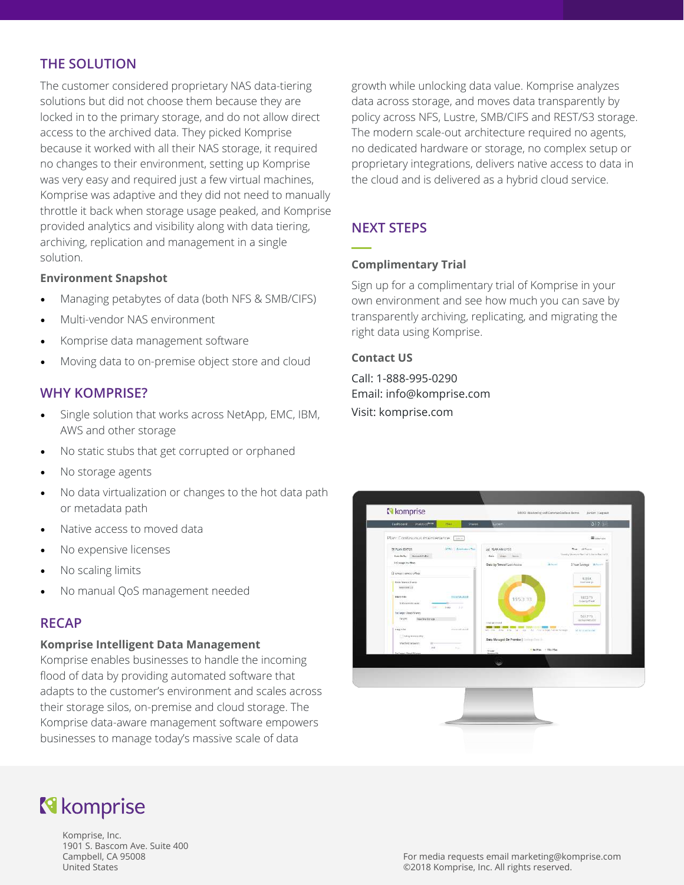## THE SOLUTION

The customer considered proprietary NAS data-tiering solutions but did not choose them because they are locked in to the primary storage, and do not allow direct access to the archived data. They picked Komprise because it worked with all their NAS storage, it required no changes to their environment, setting up Komprise was very easy and required just a few virtual machines, Komprise was adaptive and they did not need to manually throttle it back when storage usage peaked, and Komprise provided analytics and visibility along with data tiering, archiving, replication and management in a single solution.

### Environment Snapshot

- Managing petabytes of data (both NFS & SMB/CIFS)
- Multi-vendor NAS environment
- Komprise data management software
- Moving data to on-premise object store and cloud

## WHY KOMPRISE?

- Single solution that works across NetApp, EMC, IBM, AWS and other storage
- No static stubs that get corrupted or orphaned
- No storage agents
- No data virtualization or changes to the hot data path or metadata path
- Native access to moved data
- No expensive licenses
- No scaling limits
- No manual QoS management needed

## RECAP

### Komprise Intelligent Data Management

Komprise enables businesses to handle the incoming flood of data by providing automated software that adapts to the customer's environment and scales across their storage silos, on-premise and cloud storage. The Komprise data-aware management software empowers businesses to manage today's massive scale of data growth while unlocking data value. Komprise analyzes data across storage, and moves data transparently by policy across NFS, Lustre, SMB/CIFS and REST/S3 storage. The modern scale-out architecture required no agents, no dedicated hardware or storage, no complex setup or proprietary integrations, delivers native access to data in the cloud and is delivered as a hybrid cloud service.

## NEXT STEPS

### Complimentary Trial

Sign up for a complimentary trial of Komprise in your own environment and see how much you can save by transparently archiving, replicating, and migrating the right data using Komprise.

### Contact US

Call: 1-888-995-0290
Email: info@komprise.com
Visit: komprise.com

komprise

Komprise, Inc.
1901 S. Bascom Ave. Suite 400
Campbell, CA 95008
United States

For media requests email marketing@komprise.com
©2018 Komprise, Inc. All rights reserved.